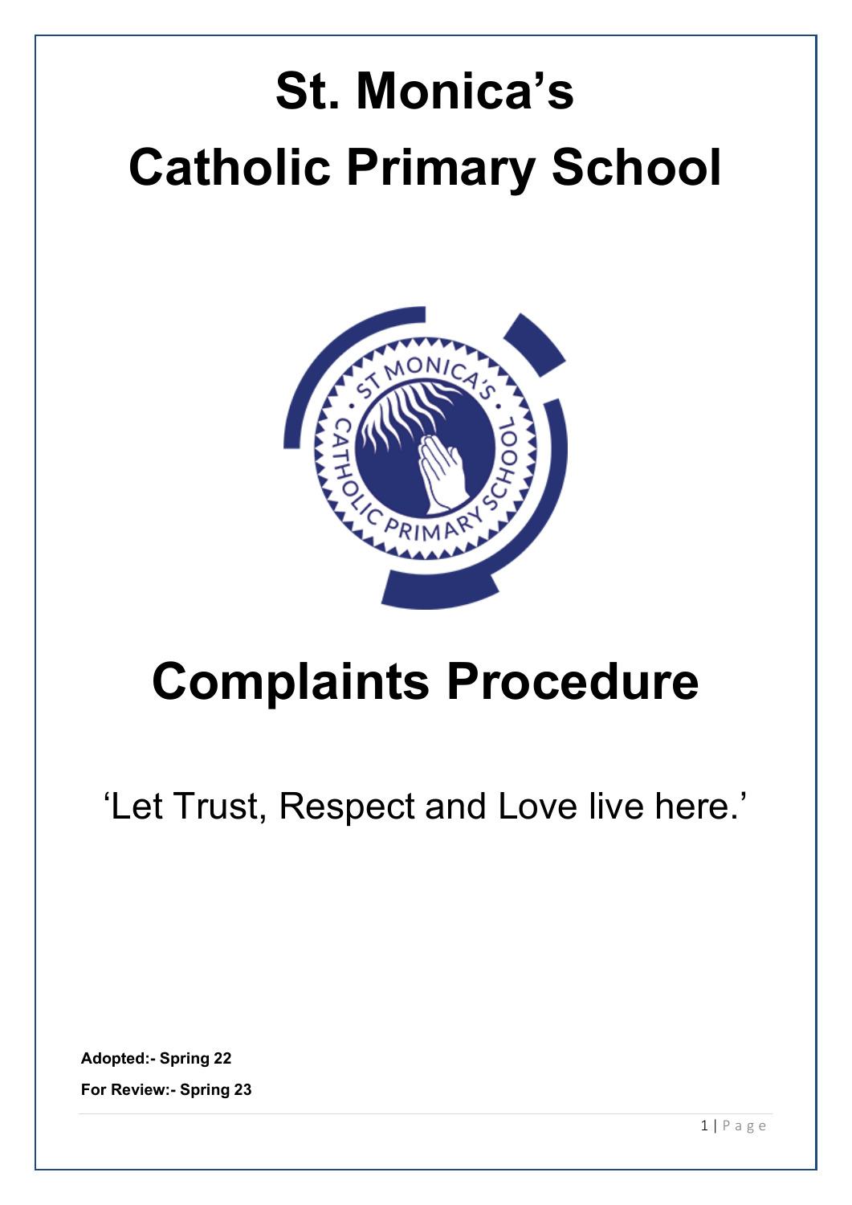# St. Monica's Catholic Primary School

# Complaints Procedure

'Let Trust, Respect and Love live here.'

**Adopted:- Spring 22**

**For Review:- Spring 23**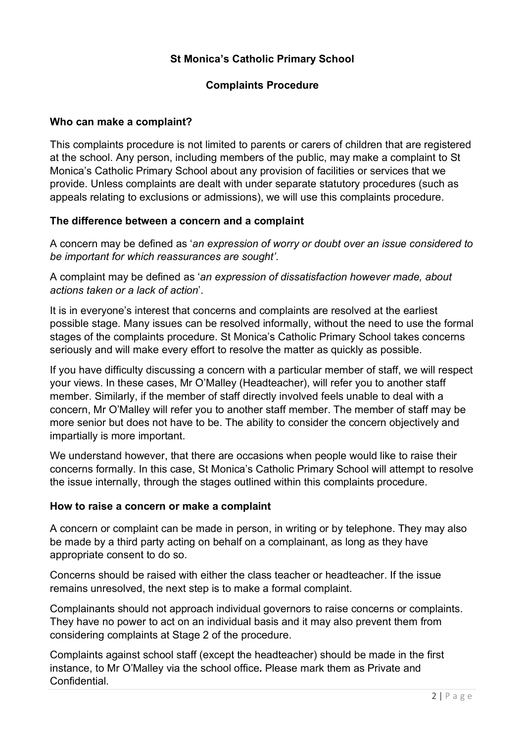# St Monica's Catholic Primary School

## Complaints Procedure

### Who can make a complaint?

This complaints procedure is not limited to parents or carers of children that are registered at the school. Any person, including members of the public, may make a complaint to St Monica's Catholic Primary School about any provision of facilities or services that we provide. Unless complaints are dealt with under separate statutory procedures (such as appeals relating to exclusions or admissions), we will use this complaints procedure.

### The difference between a concern and a complaint

A concern may be defined as '*an expression of worry or doubt over an issue considered to be important for which reassurances are sought'*.

A complaint may be defined as '*an expression of dissatisfaction however made, about actions taken or a lack of action*'.

It is in everyone's interest that concerns and complaints are resolved at the earliest possible stage. Many issues can be resolved informally, without the need to use the formal stages of the complaints procedure. St Monica's Catholic Primary School takes concerns seriously and will make every effort to resolve the matter as quickly as possible.

If you have difficulty discussing a concern with a particular member of staff, we will respect your views. In these cases, Mr O'Malley (Headteacher), will refer you to another staff member. Similarly, if the member of staff directly involved feels unable to deal with a concern, Mr O'Malley will refer you to another staff member. The member of staff may be more senior but does not have to be. The ability to consider the concern objectively and impartially is more important.

We understand however, that there are occasions when people would like to raise their concerns formally. In this case, St Monica's Catholic Primary School will attempt to resolve the issue internally, through the stages outlined within this complaints procedure.

### How to raise a concern or make a complaint

A concern or complaint can be made in person, in writing or by telephone. They may also be made by a third party acting on behalf on a complainant, as long as they have appropriate consent to do so.

Concerns should be raised with either the class teacher or headteacher. If the issue remains unresolved, the next step is to make a formal complaint.

Complainants should not approach individual governors to raise concerns or complaints. They have no power to act on an individual basis and it may also prevent them from considering complaints at Stage 2 of the procedure.

Complaints against school staff (except the headteacher) should be made in the first instance, to Mr O'Malley via the school office**.** Please mark them as Private and Confidential.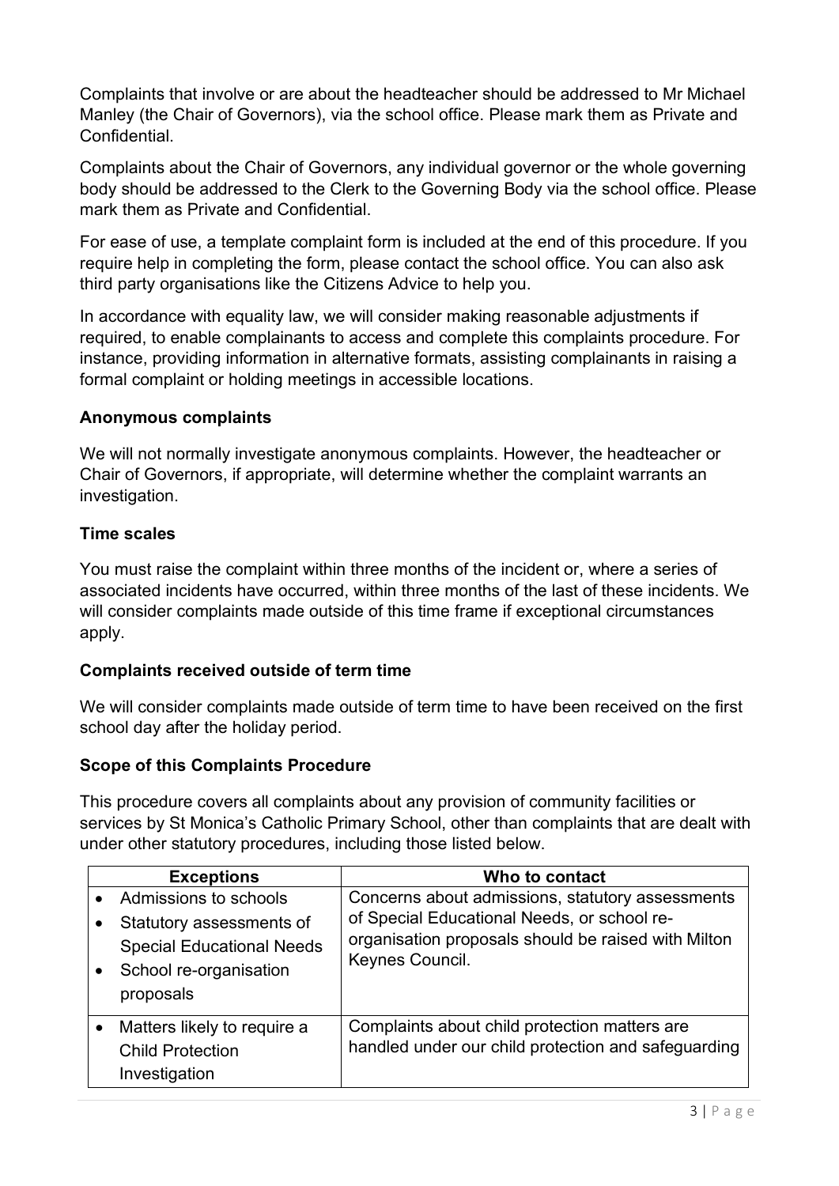Complaints that involve or are about the headteacher should be addressed to Mr Michael Manley (the Chair of Governors), via the school office. Please mark them as Private and Confidential.

Complaints about the Chair of Governors, any individual governor or the whole governing body should be addressed to the Clerk to the Governing Body via the school office. Please mark them as Private and Confidential.

For ease of use, a template complaint form is included at the end of this procedure. If you require help in completing the form, please contact the school office. You can also ask third party organisations like the Citizens Advice to help you.

In accordance with equality law, we will consider making reasonable adjustments if required, to enable complainants to access and complete this complaints procedure. For instance, providing information in alternative formats, assisting complainants in raising a formal complaint or holding meetings in accessible locations.

**Anonymous complaints**

We will not normally investigate anonymous complaints. However, the headteacher or Chair of Governors, if appropriate, will determine whether the complaint warrants an investigation.

**Time scales**

You must raise the complaint within three months of the incident or, where a series of associated incidents have occurred, within three months of the last of these incidents. We will consider complaints made outside of this time frame if exceptional circumstances apply.

**Complaints received outside of term time**

We will consider complaints made outside of term time to have been received on the first school day after the holiday period.

**Scope of this Complaints Procedure**

This procedure covers all complaints about any provision of community facilities or services by St Monica's Catholic Primary School, other than complaints that are dealt with under other statutory procedures, including those listed below.

| Exceptions | Who to contact |
|---|---|
| • Admissions to schools<br>• Statutory assessments of Special Educational Needs<br>• School re-organisation proposals | Concerns about admissions, statutory assessments of Special Educational Needs, or school re-organisation proposals should be raised with Milton Keynes Council. |
| • Matters likely to require a Child Protection Investigation | Complaints about child protection matters are handled under our child protection and safeguarding |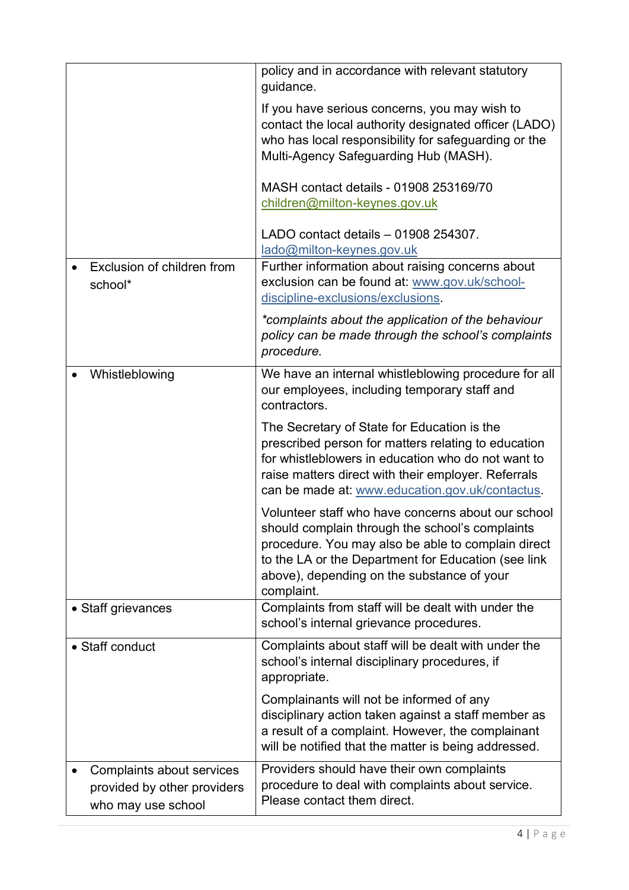| | |
|---|---|
| | policy and in accordance with relevant statutory guidance.<br><br>If you have serious concerns, you may wish to contact the local authority designated officer (LADO) who has local responsibility for safeguarding or the Multi-Agency Safeguarding Hub (MASH).<br><br>MASH contact details - 01908 253169/70 children@milton-keynes.gov.uk<br><br>LADO contact details – 01908 254307. lado@milton-keynes.gov.uk |
| • Exclusion of children from school* | Further information about raising concerns about exclusion can be found at: www.gov.uk/school-discipline-exclusions/exclusions.<br><br>*complaints about the application of the behaviour policy can be made through the school's complaints procedure.* |
| • Whistleblowing | We have an internal whistleblowing procedure for all our employees, including temporary staff and contractors.<br><br>The Secretary of State for Education is the prescribed person for matters relating to education for whistleblowers in education who do not want to raise matters direct with their employer. Referrals can be made at: www.education.gov.uk/contactus.<br><br>Volunteer staff who have concerns about our school should complain through the school's complaints procedure. You may also be able to complain direct to the LA or the Department for Education (see link above), depending on the substance of your complaint. |
| • Staff grievances | Complaints from staff will be dealt with under the school's internal grievance procedures. |
| • Staff conduct | Complaints about staff will be dealt with under the school's internal disciplinary procedures, if appropriate.<br><br>Complainants will not be informed of any disciplinary action taken against a staff member as a result of a complaint. However, the complainant will be notified that the matter is being addressed. |
| • Complaints about services provided by other providers who may use school | Providers should have their own complaints procedure to deal with complaints about service. Please contact them direct. |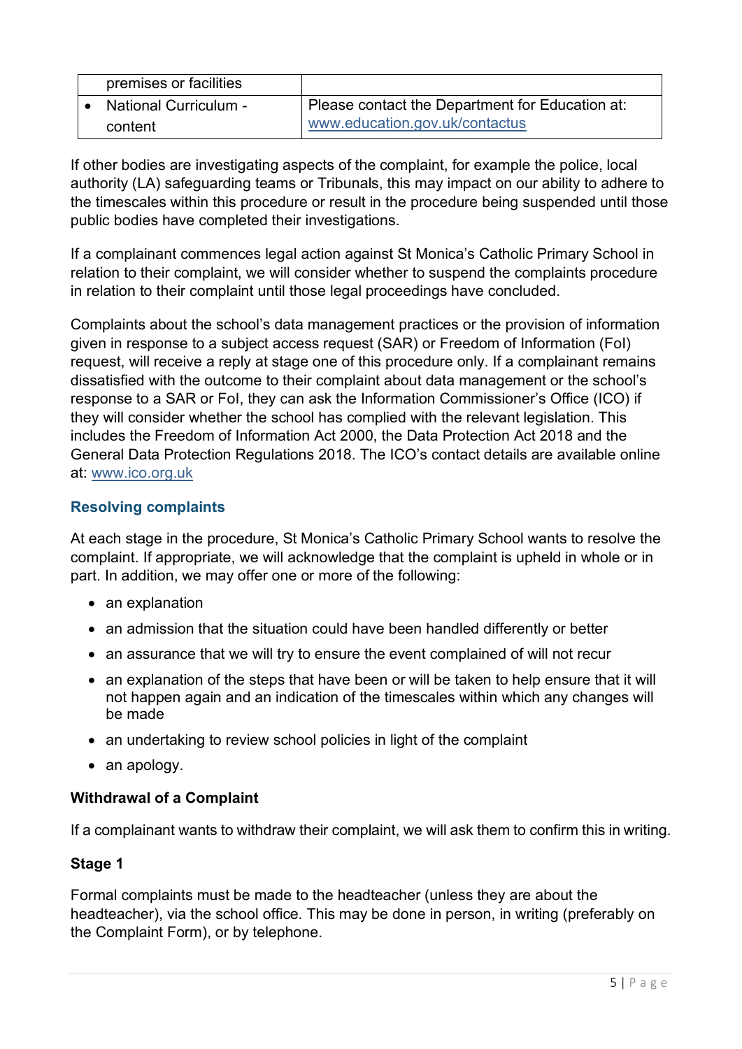| | |
|---|---|
| premises or facilities | |
| • National Curriculum - content | Please contact the Department for Education at: [www.education.gov.uk/contactus](http://www.education.gov.uk/contactus) |

If other bodies are investigating aspects of the complaint, for example the police, local authority (LA) safeguarding teams or Tribunals, this may impact on our ability to adhere to the timescales within this procedure or result in the procedure being suspended until those public bodies have completed their investigations.

If a complainant commences legal action against St Monica's Catholic Primary School in relation to their complaint, we will consider whether to suspend the complaints procedure in relation to their complaint until those legal proceedings have concluded.

Complaints about the school's data management practices or the provision of information given in response to a subject access request (SAR) or Freedom of Information (FoI) request, will receive a reply at stage one of this procedure only. If a complainant remains dissatisfied with the outcome to their complaint about data management or the school's response to a SAR or FoI, they can ask the Information Commissioner's Office (ICO) if they will consider whether the school has complied with the relevant legislation. This includes the Freedom of Information Act 2000, the Data Protection Act 2018 and the General Data Protection Regulations 2018. The ICO's contact details are available online at: [www.ico.org.uk](http://www.ico.org.uk)

## Resolving complaints

At each stage in the procedure, St Monica's Catholic Primary School wants to resolve the complaint. If appropriate, we will acknowledge that the complaint is upheld in whole or in part. In addition, we may offer one or more of the following:

- an explanation
- an admission that the situation could have been handled differently or better
- an assurance that we will try to ensure the event complained of will not recur
- an explanation of the steps that have been or will be taken to help ensure that it will not happen again and an indication of the timescales within which any changes will be made
- an undertaking to review school policies in light of the complaint
- an apology.

### Withdrawal of a Complaint

If a complainant wants to withdraw their complaint, we will ask them to confirm this in writing.

### Stage 1

Formal complaints must be made to the headteacher (unless they are about the headteacher), via the school office. This may be done in person, in writing (preferably on the Complaint Form), or by telephone.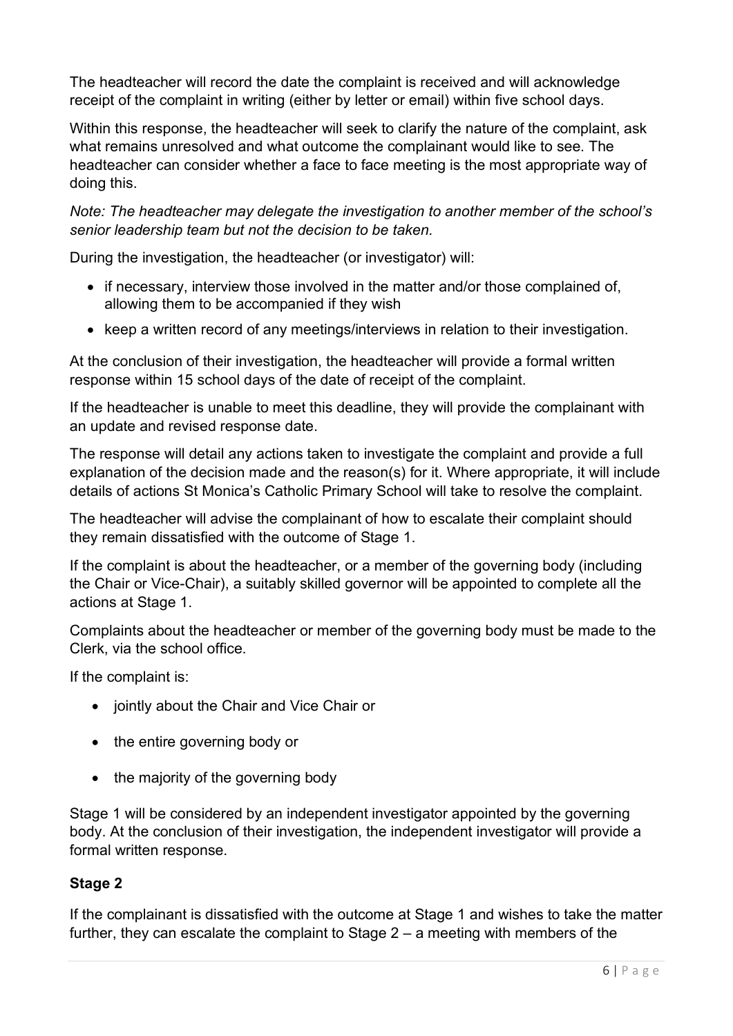The headteacher will record the date the complaint is received and will acknowledge receipt of the complaint in writing (either by letter or email) within five school days.

Within this response, the headteacher will seek to clarify the nature of the complaint, ask what remains unresolved and what outcome the complainant would like to see. The headteacher can consider whether a face to face meeting is the most appropriate way of doing this.

*Note: The headteacher may delegate the investigation to another member of the school's senior leadership team but not the decision to be taken.*

During the investigation, the headteacher (or investigator) will:

- if necessary, interview those involved in the matter and/or those complained of, allowing them to be accompanied if they wish
- keep a written record of any meetings/interviews in relation to their investigation.

At the conclusion of their investigation, the headteacher will provide a formal written response within 15 school days of the date of receipt of the complaint.

If the headteacher is unable to meet this deadline, they will provide the complainant with an update and revised response date.

The response will detail any actions taken to investigate the complaint and provide a full explanation of the decision made and the reason(s) for it. Where appropriate, it will include details of actions St Monica's Catholic Primary School will take to resolve the complaint.

The headteacher will advise the complainant of how to escalate their complaint should they remain dissatisfied with the outcome of Stage 1.

If the complaint is about the headteacher, or a member of the governing body (including the Chair or Vice-Chair), a suitably skilled governor will be appointed to complete all the actions at Stage 1.

Complaints about the headteacher or member of the governing body must be made to the Clerk, via the school office.

If the complaint is:

- jointly about the Chair and Vice Chair or
- the entire governing body or
- the majority of the governing body

Stage 1 will be considered by an independent investigator appointed by the governing body. At the conclusion of their investigation, the independent investigator will provide a formal written response.

**Stage 2**

If the complainant is dissatisfied with the outcome at Stage 1 and wishes to take the matter further, they can escalate the complaint to Stage 2 – a meeting with members of the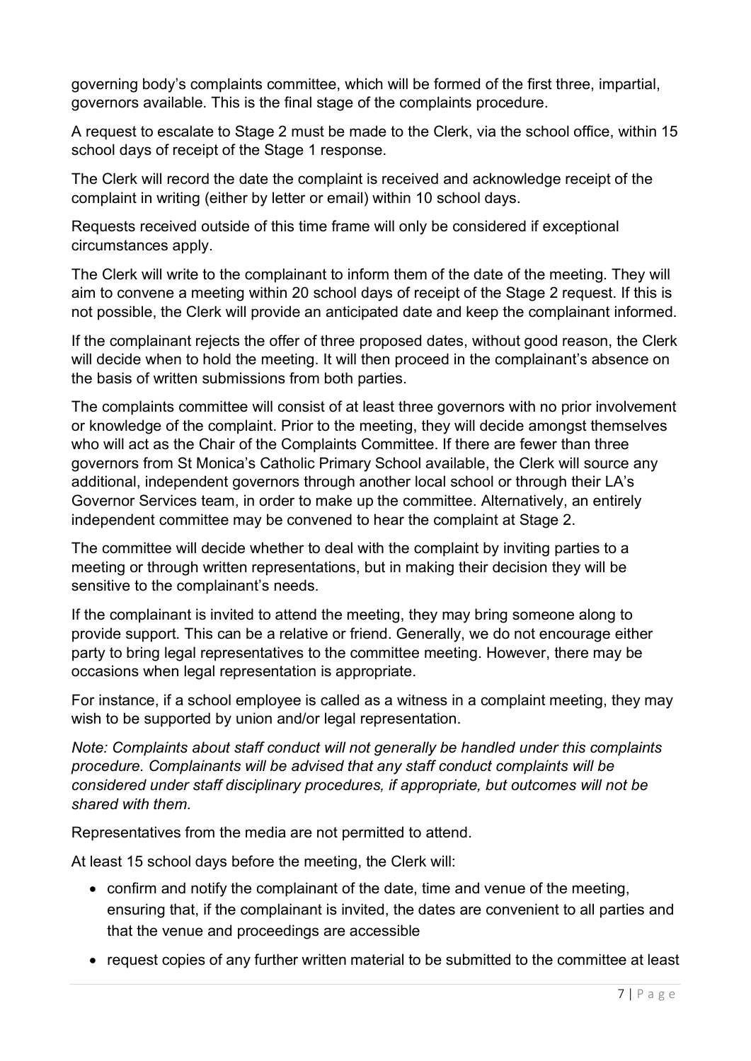governing body's complaints committee, which will be formed of the first three, impartial, governors available. This is the final stage of the complaints procedure.

A request to escalate to Stage 2 must be made to the Clerk, via the school office, within 15 school days of receipt of the Stage 1 response.

The Clerk will record the date the complaint is received and acknowledge receipt of the complaint in writing (either by letter or email) within 10 school days.

Requests received outside of this time frame will only be considered if exceptional circumstances apply.

The Clerk will write to the complainant to inform them of the date of the meeting. They will aim to convene a meeting within 20 school days of receipt of the Stage 2 request. If this is not possible, the Clerk will provide an anticipated date and keep the complainant informed.

If the complainant rejects the offer of three proposed dates, without good reason, the Clerk will decide when to hold the meeting. It will then proceed in the complainant's absence on the basis of written submissions from both parties.

The complaints committee will consist of at least three governors with no prior involvement or knowledge of the complaint. Prior to the meeting, they will decide amongst themselves who will act as the Chair of the Complaints Committee. If there are fewer than three governors from St Monica's Catholic Primary School available, the Clerk will source any additional, independent governors through another local school or through their LA's Governor Services team, in order to make up the committee. Alternatively, an entirely independent committee may be convened to hear the complaint at Stage 2.

The committee will decide whether to deal with the complaint by inviting parties to a meeting or through written representations, but in making their decision they will be sensitive to the complainant's needs.

If the complainant is invited to attend the meeting, they may bring someone along to provide support. This can be a relative or friend. Generally, we do not encourage either party to bring legal representatives to the committee meeting. However, there may be occasions when legal representation is appropriate.

For instance, if a school employee is called as a witness in a complaint meeting, they may wish to be supported by union and/or legal representation.

*Note: Complaints about staff conduct will not generally be handled under this complaints procedure. Complainants will be advised that any staff conduct complaints will be considered under staff disciplinary procedures, if appropriate, but outcomes will not be shared with them.*

Representatives from the media are not permitted to attend.

At least 15 school days before the meeting, the Clerk will:

- confirm and notify the complainant of the date, time and venue of the meeting, ensuring that, if the complainant is invited, the dates are convenient to all parties and that the venue and proceedings are accessible
- request copies of any further written material to be submitted to the committee at least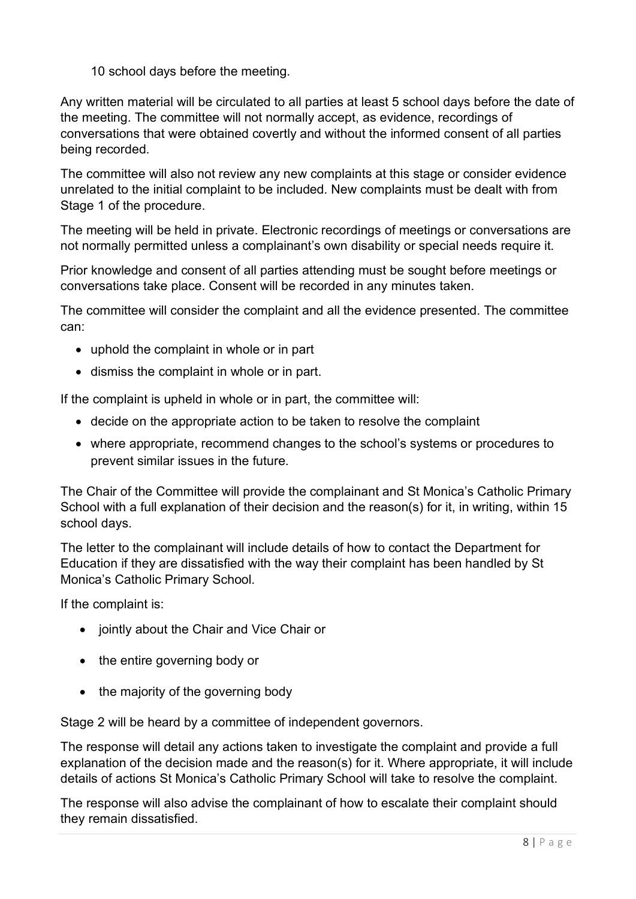10 school days before the meeting.

Any written material will be circulated to all parties at least 5 school days before the date of the meeting. The committee will not normally accept, as evidence, recordings of conversations that were obtained covertly and without the informed consent of all parties being recorded.

The committee will also not review any new complaints at this stage or consider evidence unrelated to the initial complaint to be included. New complaints must be dealt with from Stage 1 of the procedure.

The meeting will be held in private. Electronic recordings of meetings or conversations are not normally permitted unless a complainant's own disability or special needs require it.

Prior knowledge and consent of all parties attending must be sought before meetings or conversations take place. Consent will be recorded in any minutes taken.

The committee will consider the complaint and all the evidence presented. The committee can:

- uphold the complaint in whole or in part
- dismiss the complaint in whole or in part.

If the complaint is upheld in whole or in part, the committee will:

- decide on the appropriate action to be taken to resolve the complaint
- where appropriate, recommend changes to the school's systems or procedures to prevent similar issues in the future.

The Chair of the Committee will provide the complainant and St Monica's Catholic Primary School with a full explanation of their decision and the reason(s) for it, in writing, within 15 school days.

The letter to the complainant will include details of how to contact the Department for Education if they are dissatisfied with the way their complaint has been handled by St Monica's Catholic Primary School.

If the complaint is:

- jointly about the Chair and Vice Chair or
- the entire governing body or
- the majority of the governing body

Stage 2 will be heard by a committee of independent governors.

The response will detail any actions taken to investigate the complaint and provide a full explanation of the decision made and the reason(s) for it. Where appropriate, it will include details of actions St Monica's Catholic Primary School will take to resolve the complaint.

The response will also advise the complainant of how to escalate their complaint should they remain dissatisfied.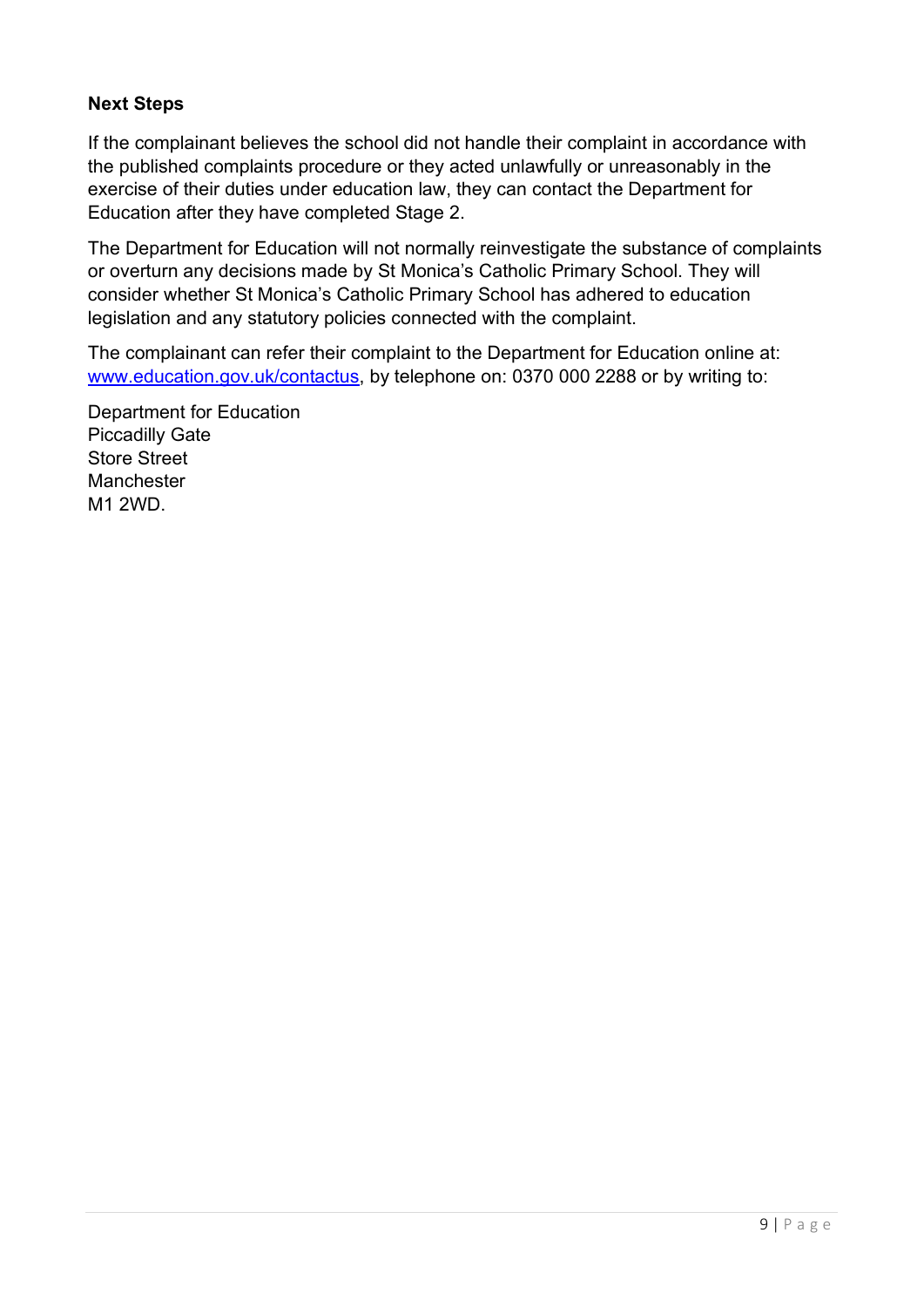**Next Steps**

If the complainant believes the school did not handle their complaint in accordance with the published complaints procedure or they acted unlawfully or unreasonably in the exercise of their duties under education law, they can contact the Department for Education after they have completed Stage 2.

The Department for Education will not normally reinvestigate the substance of complaints or overturn any decisions made by St Monica's Catholic Primary School. They will consider whether St Monica's Catholic Primary School has adhered to education legislation and any statutory policies connected with the complaint.

The complainant can refer their complaint to the Department for Education online at: [www.education.gov.uk/contactus](http://www.education.gov.uk/contactus), by telephone on: 0370 000 2288 or by writing to:

Department for Education
Piccadilly Gate
Store Street
Manchester
M1 2WD.